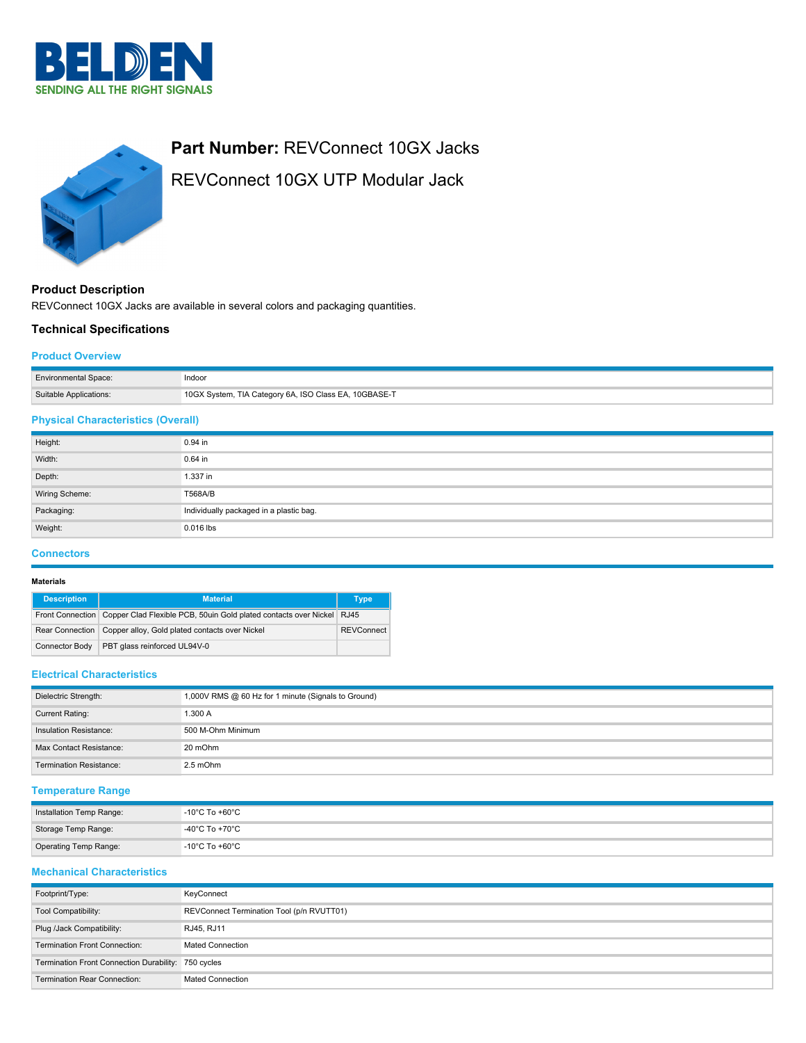# Part Number: REVConnect 10GX Jacks

REVConnect 10GX UTP Modular Jack

## Product Description

REVConnect 10GX Jacks are available in several colors and packaging quantities.

## Technical Specifications

### Product Overview

| | |
|---|---|
| Environmental Space: | Indoor |
| Suitable Applications: | 10GX System, TIA Category 6A, ISO Class EA, 10GBASE-T |

### Physical Characteristics (Overall)

| | |
|---|---|
| Height: | 0.94 in |
| Width: | 0.64 in |
| Depth: | 1.337 in |
| Wiring Scheme: | T568A/B |
| Packaging: | Individually packaged in a plastic bag. |
| Weight: | 0.016 lbs |

### Connectors

**Materials**

| Description | Material | Type |
|---|---|---|
| Front Connection | Copper Clad Flexible PCB, 50uin Gold plated contacts over Nickel | RJ45 |
| Rear Connection | Copper alloy, Gold plated contacts over Nickel | REVConnect |
| Connector Body | PBT glass reinforced UL94V-0 | |

### Electrical Characteristics

| | |
|---|---|
| Dielectric Strength: | 1,000V RMS @ 60 Hz for 1 minute (Signals to Ground) |
| Current Rating: | 1.300 A |
| Insulation Resistance: | 500 M-Ohm Minimum |
| Max Contact Resistance: | 20 mOhm |
| Termination Resistance: | 2.5 mOhm |

### Temperature Range

| | |
|---|---|
| Installation Temp Range: | -10°C To +60°C |
| Storage Temp Range: | -40°C To +70°C |
| Operating Temp Range: | -10°C To +60°C |

### Mechanical Characteristics

| | |
|---|---|
| Footprint/Type: | KeyConnect |
| Tool Compatibility: | REVConnect Termination Tool (p/n RVUTT01) |
| Plug /Jack Compatibility: | RJ45, RJ11 |
| Termination Front Connection: | Mated Connection |
| Termination Front Connection Durability: | 750 cycles |
| Termination Rear Connection: | Mated Connection |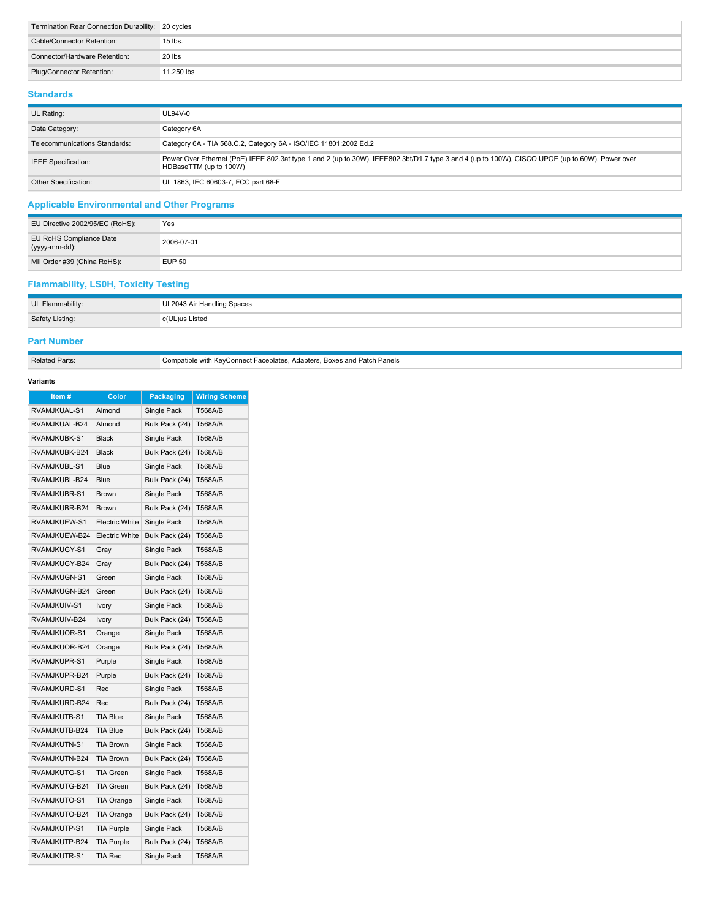| | |
|---|---|
| Termination Rear Connection Durability: | 20 cycles |
| Cable/Connector Retention: | 15 lbs. |
| Connector/Hardware Retention: | 20 lbs |
| Plug/Connector Retention: | 11.250 lbs |

## Standards

| | |
|---|---|
| UL Rating: | UL94V-0 |
| Data Category: | Category 6A |
| Telecommunications Standards: | Category 6A - TIA 568.C.2, Category 6A - ISO/IEC 11801:2002 Ed.2 |
| IEEE Specification: | Power Over Ethernet (PoE) IEEE 802.3at type 1 and 2 (up to 30W), IEEE802.3bt/D1.7 type 3 and 4 (up to 100W), CISCO UPOE (up to 60W), Power over HDBaseTTM (up to 100W) |
| Other Specification: | UL 1863, IEC 60603-7, FCC part 68-F |

## Applicable Environmental and Other Programs

| | |
|---|---|
| EU Directive 2002/95/EC (RoHS): | Yes |
| EU RoHS Compliance Date (yyyy-mm-dd): | 2006-07-01 |
| MII Order #39 (China RoHS): | EUP 50 |

## Flammability, LS0H, Toxicity Testing

| | |
|---|---|
| UL Flammability: | UL2043 Air Handling Spaces |
| Safety Listing: | c(UL)us Listed |

## Part Number

| | |
|---|---|
| Related Parts: | Compatible with KeyConnect Faceplates, Adapters, Boxes and Patch Panels |

**Variants**

| Item # | Color | Packaging | Wiring Scheme |
|---|---|---|---|
| RVAMJKUAL-S1 | Almond | Single Pack | T568A/B |
| RVAMJKUAL-B24 | Almond | Bulk Pack (24) | T568A/B |
| RVAMJKUBK-S1 | Black | Single Pack | T568A/B |
| RVAMJKUBK-B24 | Black | Bulk Pack (24) | T568A/B |
| RVAMJKUBL-S1 | Blue | Single Pack | T568A/B |
| RVAMJKUBL-B24 | Blue | Bulk Pack (24) | T568A/B |
| RVAMJKUBR-S1 | Brown | Single Pack | T568A/B |
| RVAMJKUBR-B24 | Brown | Bulk Pack (24) | T568A/B |
| RVAMJKUEW-S1 | Electric White | Single Pack | T568A/B |
| RVAMJKUEW-B24 | Electric White | Bulk Pack (24) | T568A/B |
| RVAMJKUGY-S1 | Gray | Single Pack | T568A/B |
| RVAMJKUGY-B24 | Gray | Bulk Pack (24) | T568A/B |
| RVAMJKUGN-S1 | Green | Single Pack | T568A/B |
| RVAMJKUGN-B24 | Green | Bulk Pack (24) | T568A/B |
| RVAMJKUIV-S1 | Ivory | Single Pack | T568A/B |
| RVAMJKUIV-B24 | Ivory | Bulk Pack (24) | T568A/B |
| RVAMJKUOR-S1 | Orange | Single Pack | T568A/B |
| RVAMJKUOR-B24 | Orange | Bulk Pack (24) | T568A/B |
| RVAMJKUPR-S1 | Purple | Single Pack | T568A/B |
| RVAMJKUPR-B24 | Purple | Bulk Pack (24) | T568A/B |
| RVAMJKURD-S1 | Red | Single Pack | T568A/B |
| RVAMJKURD-B24 | Red | Bulk Pack (24) | T568A/B |
| RVAMJKUTB-S1 | TIA Blue | Single Pack | T568A/B |
| RVAMJKUTB-B24 | TIA Blue | Bulk Pack (24) | T568A/B |
| RVAMJKUTN-S1 | TIA Brown | Single Pack | T568A/B |
| RVAMJKUTN-B24 | TIA Brown | Bulk Pack (24) | T568A/B |
| RVAMJKUTG-S1 | TIA Green | Single Pack | T568A/B |
| RVAMJKUTG-B24 | TIA Green | Bulk Pack (24) | T568A/B |
| RVAMJKUTO-S1 | TIA Orange | Single Pack | T568A/B |
| RVAMJKUTO-B24 | TIA Orange | Bulk Pack (24) | T568A/B |
| RVAMJKUTP-S1 | TIA Purple | Single Pack | T568A/B |
| RVAMJKUTP-B24 | TIA Purple | Bulk Pack (24) | T568A/B |
| RVAMJKUTR-S1 | TIA Red | Single Pack | T568A/B |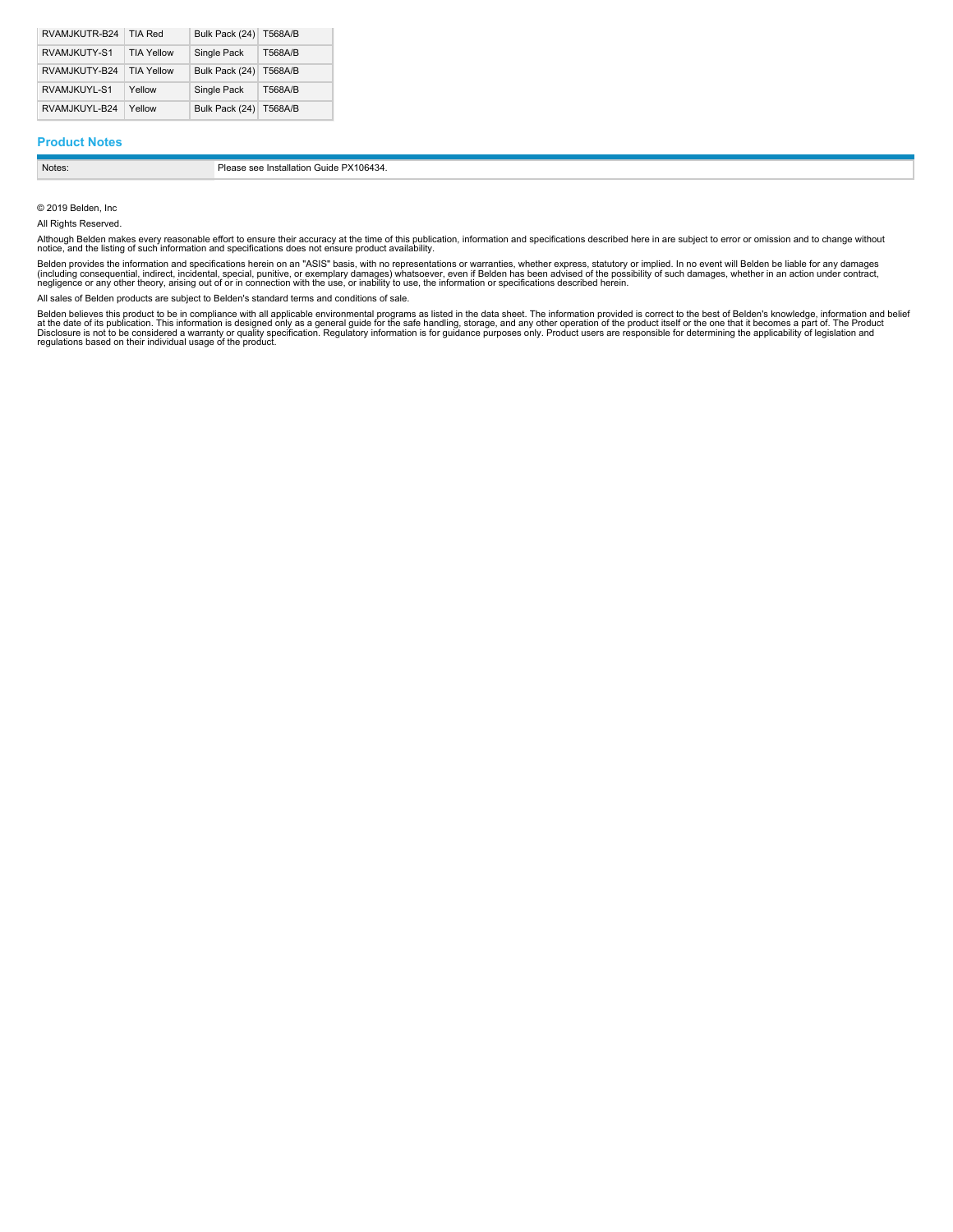| | | | |
|---|---|---|---|
| RVAMJKUTR-B24 | TIA Red | Bulk Pack (24) | T568A/B |
| RVAMJKUTY-S1 | TIA Yellow | Single Pack | T568A/B |
| RVAMJKUTY-B24 | TIA Yellow | Bulk Pack (24) | T568A/B |
| RVAMJKUYL-S1 | Yellow | Single Pack | T568A/B |
| RVAMJKUYL-B24 | Yellow | Bulk Pack (24) | T568A/B |

## Product Notes

| | |
|---|---|
| Notes: | Please see Installation Guide PX106434. |

© 2019 Belden, Inc

All Rights Reserved.

Although Belden makes every reasonable effort to ensure their accuracy at the time of this publication, information and specifications described here in are subject to error or omission and to change without notice, and the listing of such information and specifications does not ensure product availability.

Belden provides the information and specifications herein on an "ASIS" basis, with no representations or warranties, whether express, statutory or implied. In no event will Belden be liable for any damages (including consequential, indirect, incidental, special, punitive, or exemplary damages) whatsoever, even if Belden has been advised of the possibility of such damages, whether in an action under contract, negligence or any other theory, arising out of or in connection with the use, or inability to use, the information or specifications described herein.

All sales of Belden products are subject to Belden's standard terms and conditions of sale.

Belden believes this product to be in compliance with all applicable environmental programs as listed in the data sheet. The information provided is correct to the best of Belden's knowledge, information and belief at the date of its publication. This information is designed only as a general guide for the safe handling, storage, and any other operation of the product itself or the one that it becomes a part of. The Product Disclosure is not to be considered a warranty or quality specification. Regulatory information is for guidance purposes only. Product users are responsible for determining the applicability of legislation and regulations based on their individual usage of the product.